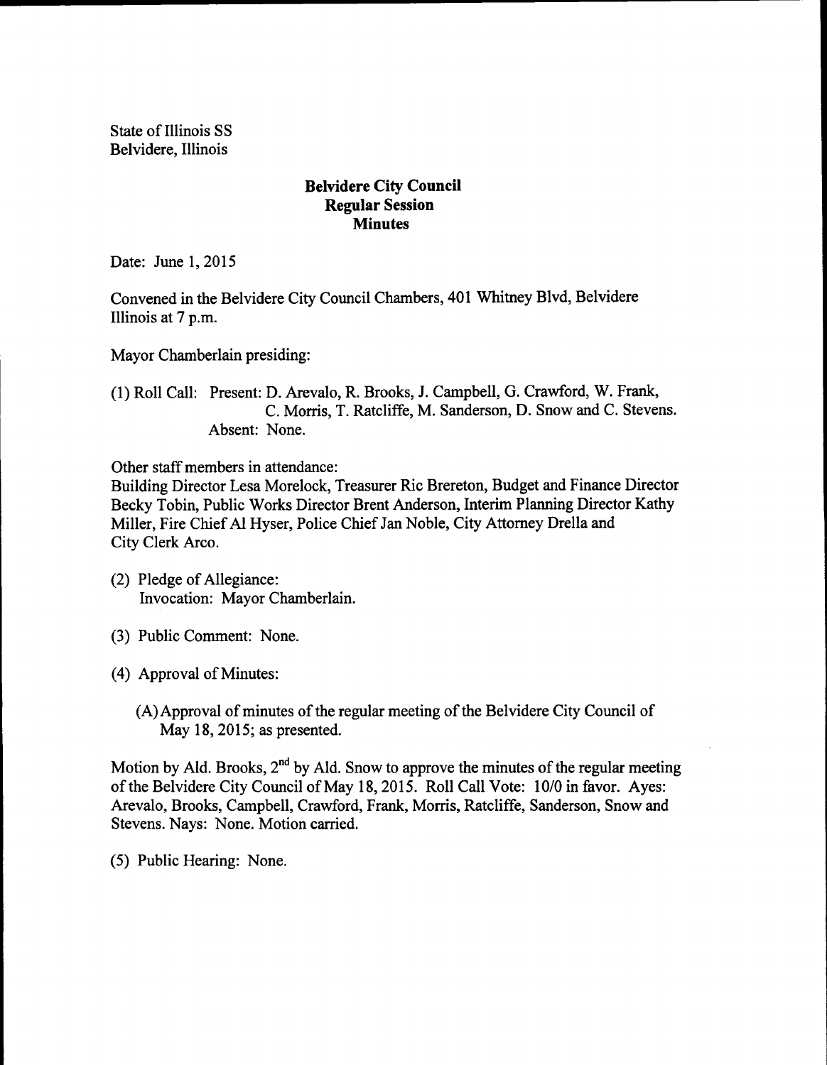State of Illinois SS
Belvidere, Illinois

## Belvidere City Council
## Regular Session
## Minutes

Date: June 1, 2015

Convened in the Belvidere City Council Chambers, 401 Whitney Blvd, Belvidere Illinois at 7 p.m.

Mayor Chamberlain presiding:

(1) Roll Call: Present: D. Arevalo, R. Brooks, J. Campbell, G. Crawford, W. Frank, C. Morris, T. Ratcliffe, M. Sanderson, D. Snow and C. Stevens.
Absent: None.

Other staff members in attendance:
Building Director Lesa Morelock, Treasurer Ric Brereton, Budget and Finance Director Becky Tobin, Public Works Director Brent Anderson, Interim Planning Director Kathy Miller, Fire Chief Al Hyser, Police Chief Jan Noble, City Attorney Drella and City Clerk Arco.

(2) Pledge of Allegiance:
Invocation: Mayor Chamberlain.

(3) Public Comment: None.

(4) Approval of Minutes:

(A) Approval of minutes of the regular meeting of the Belvidere City Council of May 18, 2015; as presented.

Motion by Ald. Brooks, 2nd by Ald. Snow to approve the minutes of the regular meeting of the Belvidere City Council of May 18, 2015. Roll Call Vote: 10/0 in favor. Ayes: Arevalo, Brooks, Campbell, Crawford, Frank, Morris, Ratcliffe, Sanderson, Snow and Stevens. Nays: None. Motion carried.

(5) Public Hearing: None.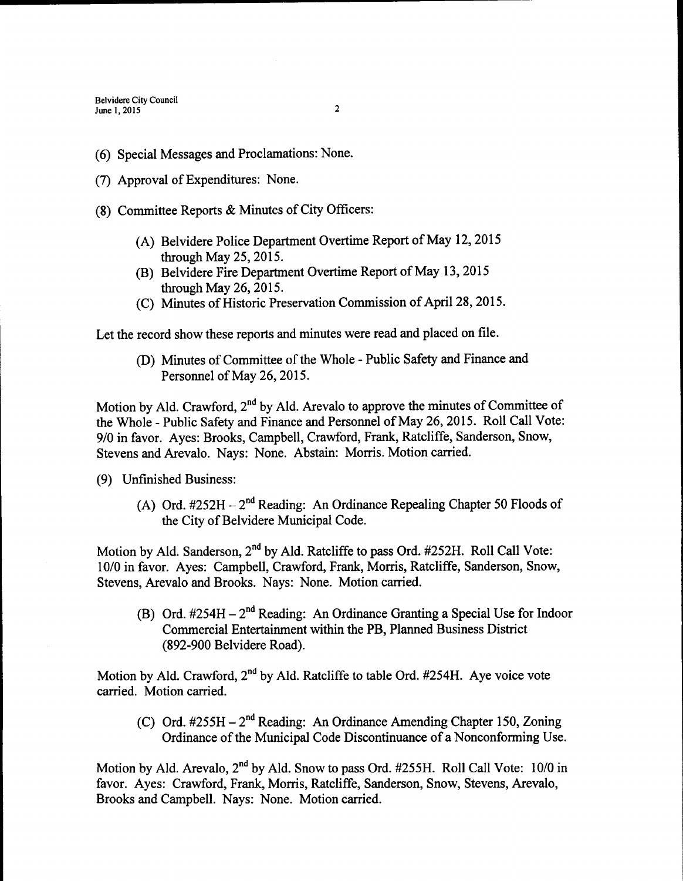(6) Special Messages and Proclamations: None.

(7) Approval of Expenditures: None.

(8) Committee Reports & Minutes of City Officers:

(A) Belvidere Police Department Overtime Report of May 12, 2015 through May 25, 2015.

(B) Belvidere Fire Department Overtime Report of May 13, 2015 through May 26, 2015.

(C) Minutes of Historic Preservation Commission of April 28, 2015.

Let the record show these reports and minutes were read and placed on file.

(D) Minutes of Committee of the Whole - Public Safety and Finance and Personnel of May 26, 2015.

Motion by Ald. Crawford, 2nd by Ald. Arevalo to approve the minutes of Committee of the Whole - Public Safety and Finance and Personnel of May 26, 2015. Roll Call Vote: 9/0 in favor. Ayes: Brooks, Campbell, Crawford, Frank, Ratcliffe, Sanderson, Snow, Stevens and Arevalo. Nays: None. Abstain: Morris. Motion carried.

(9) Unfinished Business:

(A) Ord. #252H – 2nd Reading: An Ordinance Repealing Chapter 50 Floods of the City of Belvidere Municipal Code.

Motion by Ald. Sanderson, 2nd by Ald. Ratcliffe to pass Ord. #252H. Roll Call Vote: 10/0 in favor. Ayes: Campbell, Crawford, Frank, Morris, Ratcliffe, Sanderson, Snow, Stevens, Arevalo and Brooks. Nays: None. Motion carried.

(B) Ord. #254H – 2nd Reading: An Ordinance Granting a Special Use for Indoor Commercial Entertainment within the PB, Planned Business District (892-900 Belvidere Road).

Motion by Ald. Crawford, 2nd by Ald. Ratcliffe to table Ord. #254H. Aye voice vote carried. Motion carried.

(C) Ord. #255H – 2nd Reading: An Ordinance Amending Chapter 150, Zoning Ordinance of the Municipal Code Discontinuance of a Nonconforming Use.

Motion by Ald. Arevalo, 2nd by Ald. Snow to pass Ord. #255H. Roll Call Vote: 10/0 in favor. Ayes: Crawford, Frank, Morris, Ratcliffe, Sanderson, Snow, Stevens, Arevalo, Brooks and Campbell. Nays: None. Motion carried.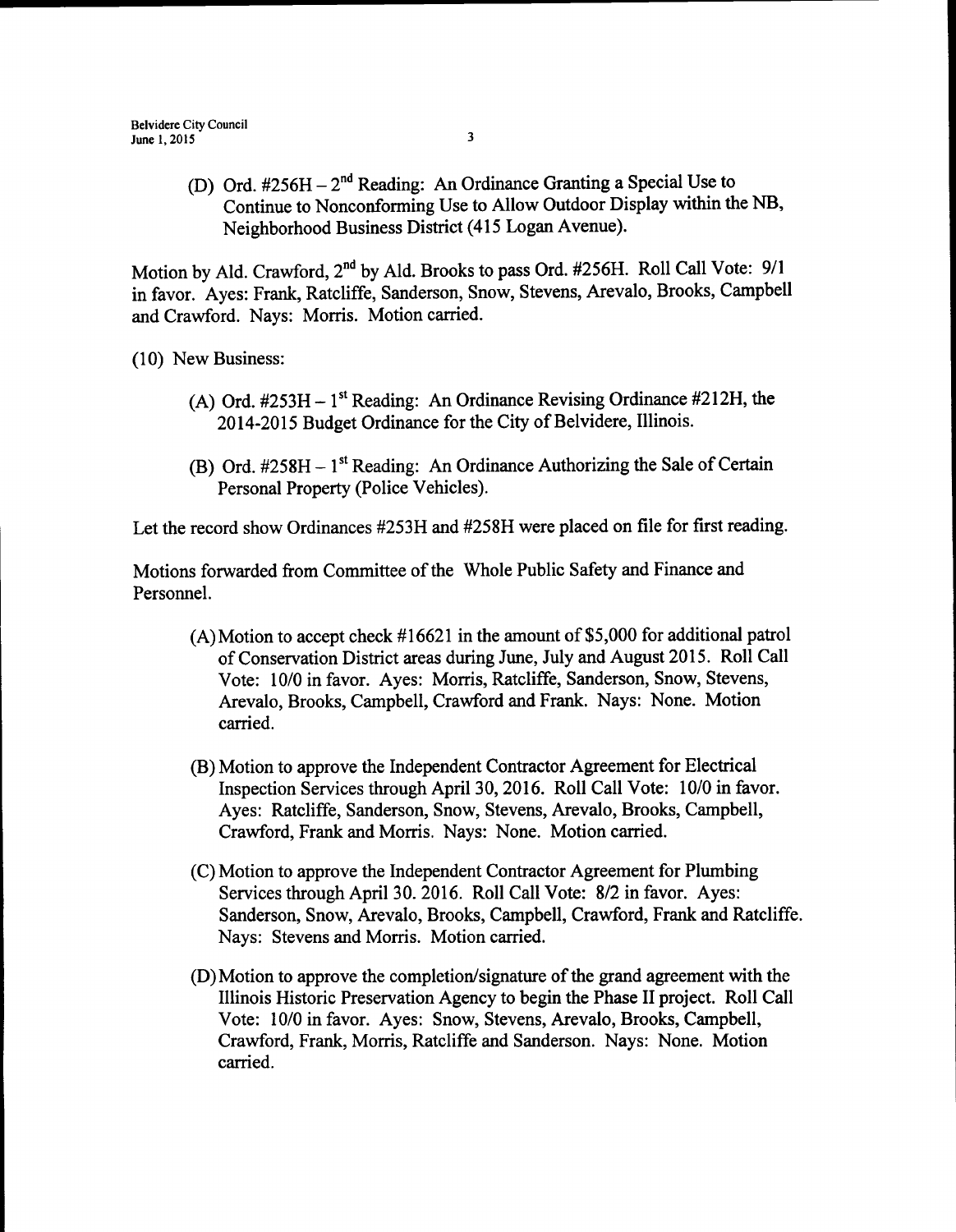(D) Ord. #256H – 2nd Reading: An Ordinance Granting a Special Use to Continue to Nonconforming Use to Allow Outdoor Display within the NB, Neighborhood Business District (415 Logan Avenue).

Motion by Ald. Crawford, 2nd by Ald. Brooks to pass Ord. #256H. Roll Call Vote: 9/1 in favor. Ayes: Frank, Ratcliffe, Sanderson, Snow, Stevens, Arevalo, Brooks, Campbell and Crawford. Nays: Morris. Motion carried.

(10) New Business:

(A) Ord. #253H – 1st Reading: An Ordinance Revising Ordinance #212H, the 2014-2015 Budget Ordinance for the City of Belvidere, Illinois.

(B) Ord. #258H – 1st Reading: An Ordinance Authorizing the Sale of Certain Personal Property (Police Vehicles).

Let the record show Ordinances #253H and #258H were placed on file for first reading.

Motions forwarded from Committee of the Whole Public Safety and Finance and Personnel.

(A) Motion to accept check #16621 in the amount of $5,000 for additional patrol of Conservation District areas during June, July and August 2015. Roll Call Vote: 10/0 in favor. Ayes: Morris, Ratcliffe, Sanderson, Snow, Stevens, Arevalo, Brooks, Campbell, Crawford and Frank. Nays: None. Motion carried.

(B) Motion to approve the Independent Contractor Agreement for Electrical Inspection Services through April 30, 2016. Roll Call Vote: 10/0 in favor. Ayes: Ratcliffe, Sanderson, Snow, Stevens, Arevalo, Brooks, Campbell, Crawford, Frank and Morris. Nays: None. Motion carried.

(C) Motion to approve the Independent Contractor Agreement for Plumbing Services through April 30. 2016. Roll Call Vote: 8/2 in favor. Ayes: Sanderson, Snow, Arevalo, Brooks, Campbell, Crawford, Frank and Ratcliffe. Nays: Stevens and Morris. Motion carried.

(D) Motion to approve the completion/signature of the grand agreement with the Illinois Historic Preservation Agency to begin the Phase II project. Roll Call Vote: 10/0 in favor. Ayes: Snow, Stevens, Arevalo, Brooks, Campbell, Crawford, Frank, Morris, Ratcliffe and Sanderson. Nays: None. Motion carried.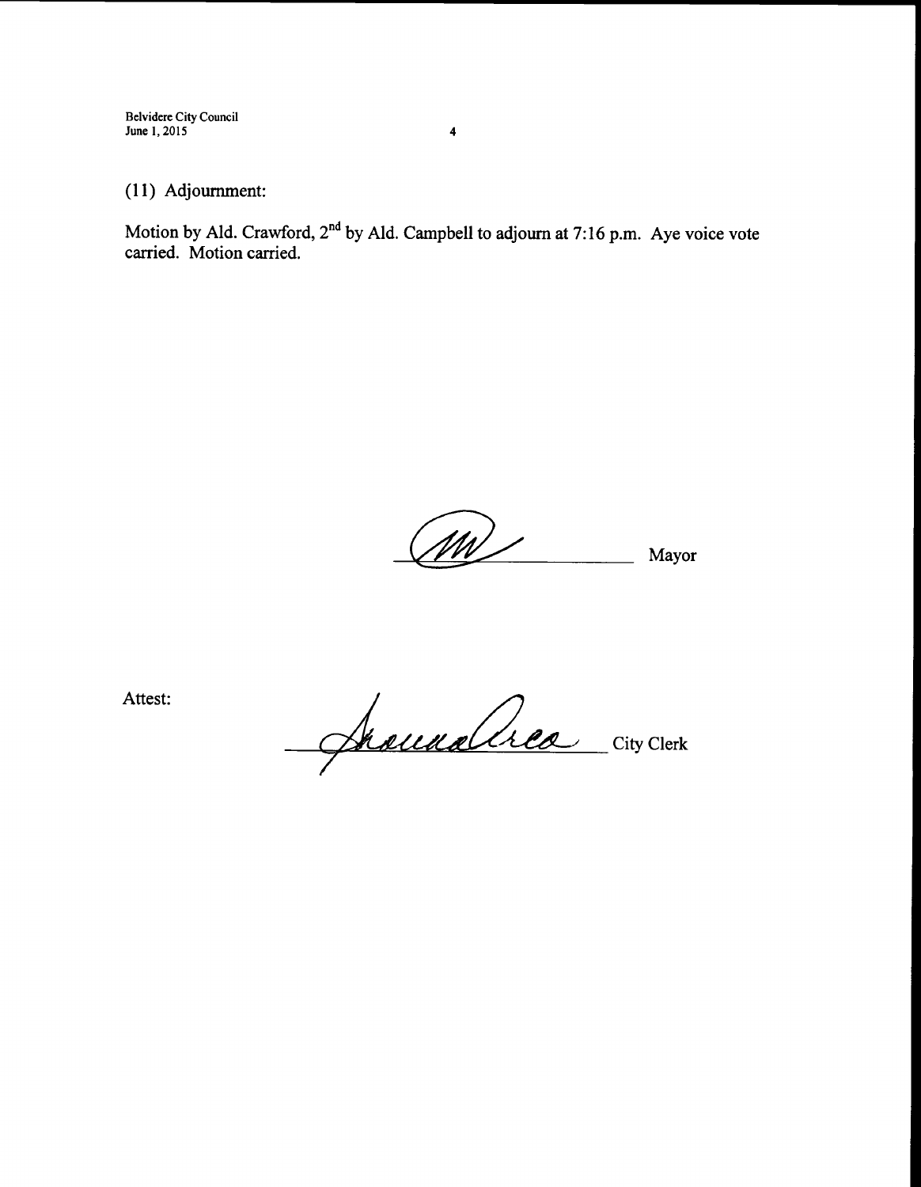(11) Adjournment:

Motion by Ald. Crawford, 2nd by Ald. Campbell to adjourn at 7:16 p.m. Aye voice vote carried. Motion carried.

\_\_\_\_\_\_\_\_\_\_\_\_\_\_\_\_\_\_\_\_ Mayor

Attest:

\_\_\_\_\_\_\_\_\_\_\_\_\_\_\_\_\_\_\_\_ City Clerk